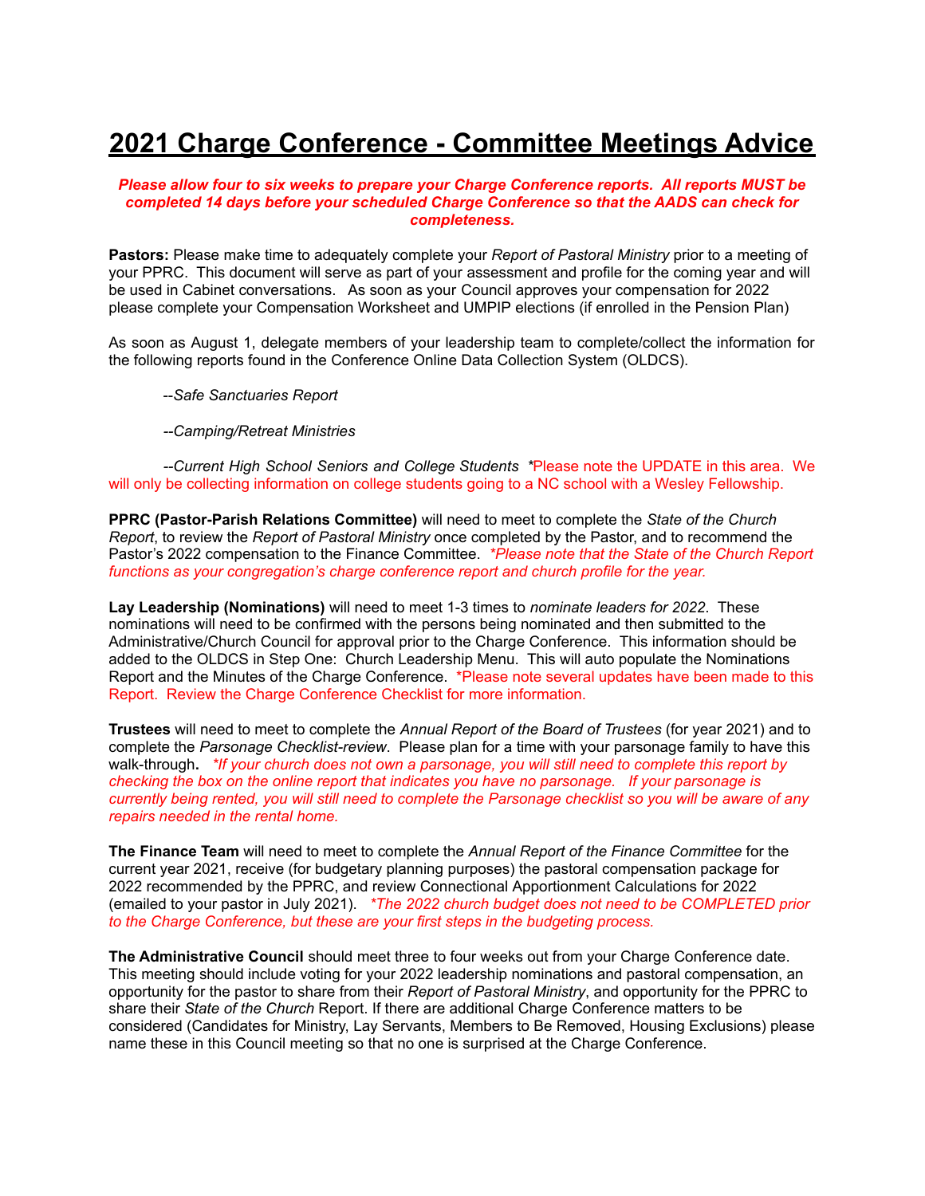# 2021 Charge Conference - Committee Meetings Advice

***Please allow four to six weeks to prepare your Charge Conference reports. All reports MUST be completed 14 days before your scheduled Charge Conference so that the AADS can check for completeness.***

**Pastors:** Please make time to adequately complete your *Report of Pastoral Ministry* prior to a meeting of your PPRC. This document will serve as part of your assessment and profile for the coming year and will be used in Cabinet conversations. As soon as your Council approves your compensation for 2022 please complete your Compensation Worksheet and UMPIP elections (if enrolled in the Pension Plan)

As soon as August 1, delegate members of your leadership team to complete/collect the information for the following reports found in the Conference Online Data Collection System (OLDCS).

--*Safe Sanctuaries Report*

--*Camping/Retreat Ministries*

--*Current High School Seniors and College Students* *Please note the UPDATE in this area. We will only be collecting information on college students going to a NC school with a Wesley Fellowship.

**PPRC (Pastor-Parish Relations Committee)** will need to meet to complete the *State of the Church Report*, to review the *Report of Pastoral Ministry* once completed by the Pastor, and to recommend the Pastor's 2022 compensation to the Finance Committee. **Please note that the State of the Church Report functions as your congregation's charge conference report and church profile for the year.*

**Lay Leadership (Nominations)** will need to meet 1-3 times to *nominate leaders for 2022*. These nominations will need to be confirmed with the persons being nominated and then submitted to the Administrative/Church Council for approval prior to the Charge Conference. This information should be added to the OLDCS in Step One: Church Leadership Menu. This will auto populate the Nominations Report and the Minutes of the Charge Conference. *Please note several updates have been made to this Report. Review the Charge Conference Checklist for more information.

**Trustees** will need to meet to complete the *Annual Report of the Board of Trustees* (for year 2021) and to complete the *Parsonage Checklist-review*. Please plan for a time with your parsonage family to have this walk-through**.** **If your church does not own a parsonage, you will still need to complete this report by checking the box on the online report that indicates you have no parsonage. If your parsonage is currently being rented, you will still need to complete the Parsonage checklist so you will be aware of any repairs needed in the rental home.*

**The Finance Team** will need to meet to complete the *Annual Report of the Finance Committee* for the current year 2021, receive (for budgetary planning purposes) the pastoral compensation package for 2022 recommended by the PPRC, and review Connectional Apportionment Calculations for 2022 (emailed to your pastor in July 2021). **The 2022 church budget does not need to be COMPLETED prior to the Charge Conference, but these are your first steps in the budgeting process.*

**The Administrative Council** should meet three to four weeks out from your Charge Conference date. This meeting should include voting for your 2022 leadership nominations and pastoral compensation, an opportunity for the pastor to share from their *Report of Pastoral Ministry*, and opportunity for the PPRC to share their *State of the Church* Report. If there are additional Charge Conference matters to be considered (Candidates for Ministry, Lay Servants, Members to Be Removed, Housing Exclusions) please name these in this Council meeting so that no one is surprised at the Charge Conference.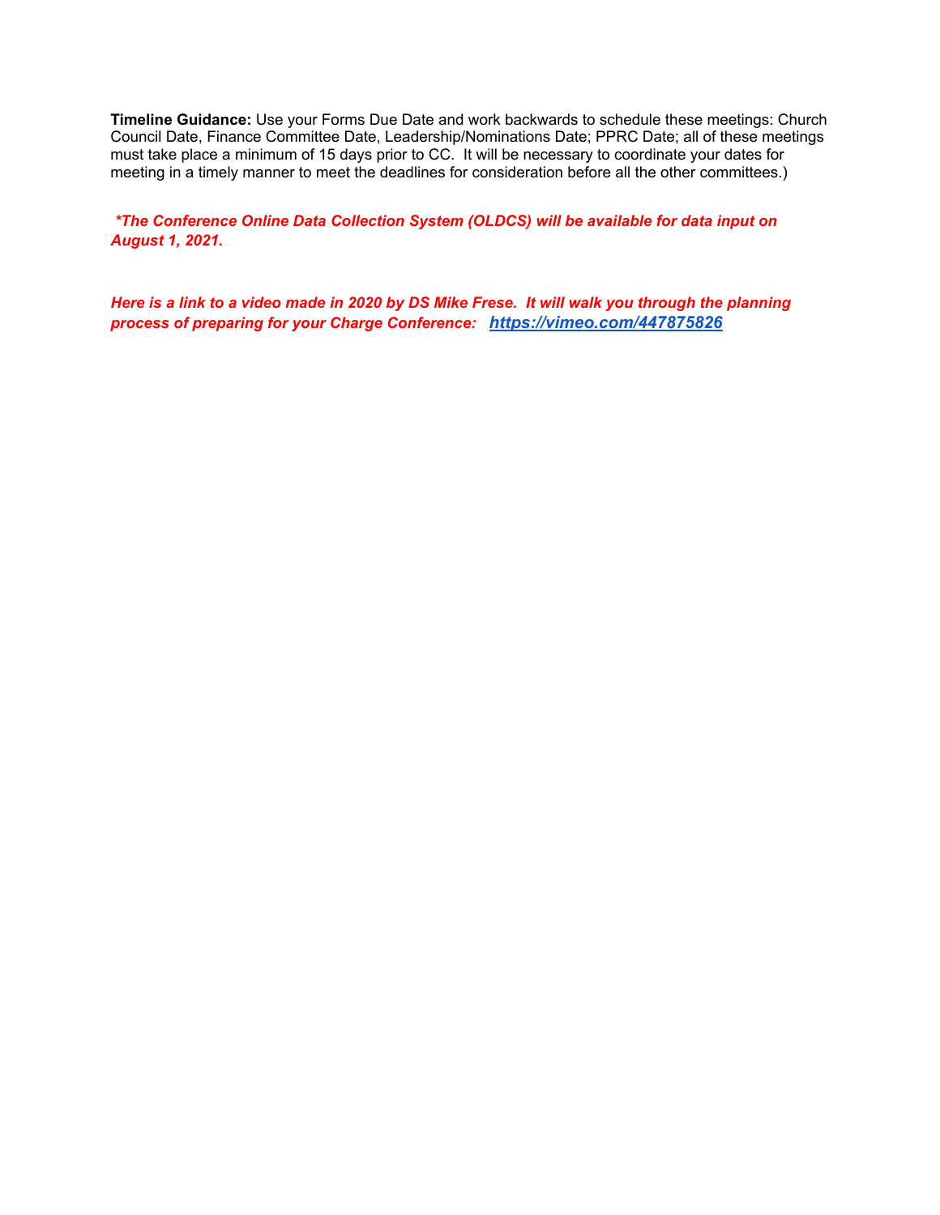**Timeline Guidance:** Use your Forms Due Date and work backwards to schedule these meetings: Church Council Date, Finance Committee Date, Leadership/Nominations Date; PPRC Date; all of these meetings must take place a minimum of 15 days prior to CC. It will be necessary to coordinate your dates for meeting in a timely manner to meet the deadlines for consideration before all the other committees.)

***The Conference Online Data Collection System (OLDCS) will be available for data input on August 1, 2021.***

***Here is a link to a video made in 2020 by DS Mike Frese. It will walk you through the planning process of preparing for your Charge Conference: [https://vimeo.com/447875826](https://vimeo.com/447875826)***